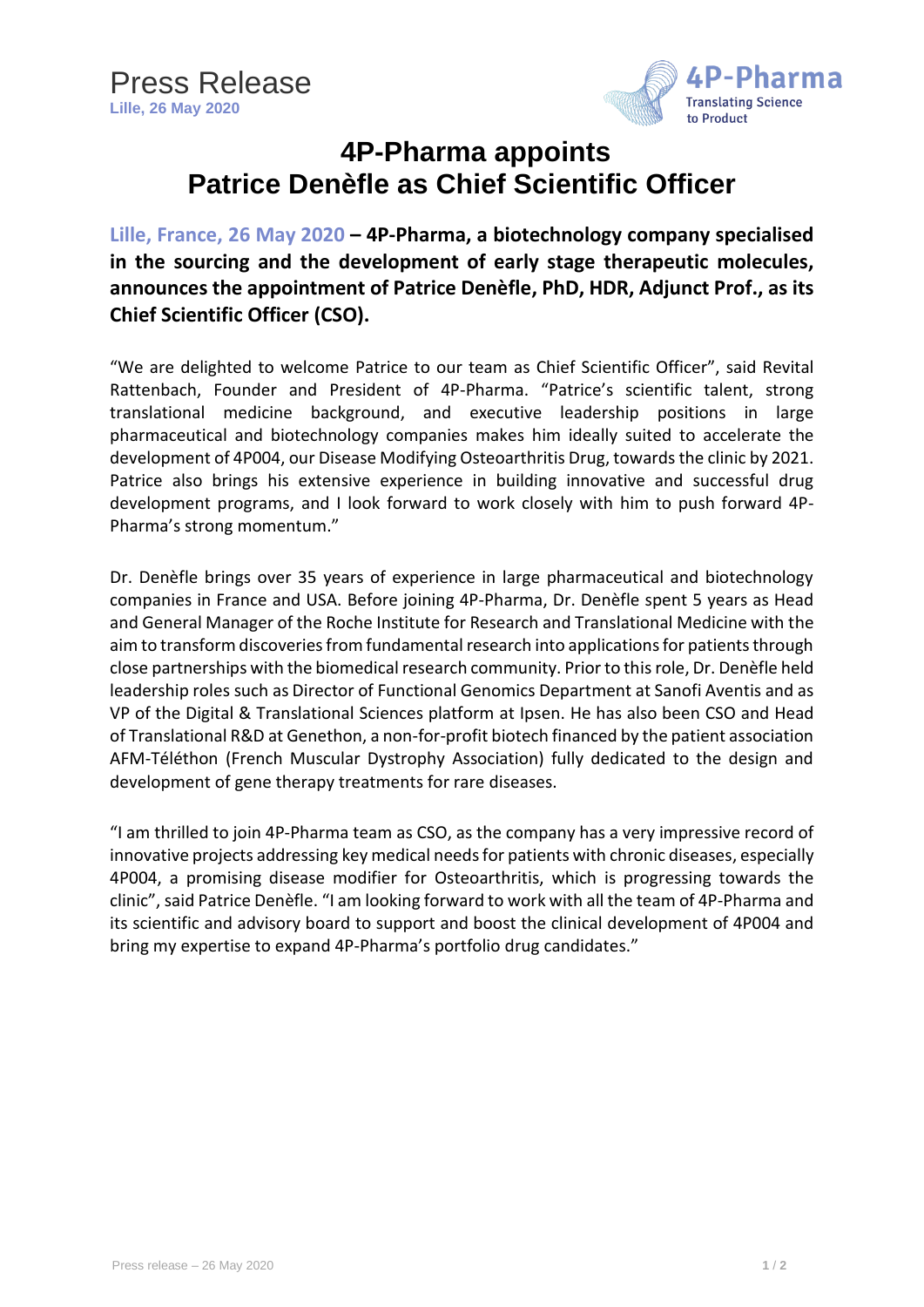Press Release
**Lille, 26 May 2020**

4P-Pharma
Translating Science to Product

# 4P-Pharma appoints Patrice Denèfle as Chief Scientific Officer

**Lille, France, 26 May 2020 – 4P-Pharma, a biotechnology company specialised in the sourcing and the development of early stage therapeutic molecules, announces the appointment of Patrice Denèfle, PhD, HDR, Adjunct Prof., as its Chief Scientific Officer (CSO).**

"We are delighted to welcome Patrice to our team as Chief Scientific Officer", said Revital Rattenbach, Founder and President of 4P-Pharma. "Patrice's scientific talent, strong translational medicine background, and executive leadership positions in large pharmaceutical and biotechnology companies makes him ideally suited to accelerate the development of 4P004, our Disease Modifying Osteoarthritis Drug, towards the clinic by 2021. Patrice also brings his extensive experience in building innovative and successful drug development programs, and I look forward to work closely with him to push forward 4P-Pharma's strong momentum."

Dr. Denèfle brings over 35 years of experience in large pharmaceutical and biotechnology companies in France and USA. Before joining 4P-Pharma, Dr. Denèfle spent 5 years as Head and General Manager of the Roche Institute for Research and Translational Medicine with the aim to transform discoveries from fundamental research into applications for patients through close partnerships with the biomedical research community. Prior to this role, Dr. Denèfle held leadership roles such as Director of Functional Genomics Department at Sanofi Aventis and as VP of the Digital & Translational Sciences platform at Ipsen. He has also been CSO and Head of Translational R&D at Genethon, a non-for-profit biotech financed by the patient association AFM-Téléthon (French Muscular Dystrophy Association) fully dedicated to the design and development of gene therapy treatments for rare diseases.

"I am thrilled to join 4P-Pharma team as CSO, as the company has a very impressive record of innovative projects addressing key medical needs for patients with chronic diseases, especially 4P004, a promising disease modifier for Osteoarthritis, which is progressing towards the clinic", said Patrice Denèfle. "I am looking forward to work with all the team of 4P-Pharma and its scientific and advisory board to support and boost the clinical development of 4P004 and bring my expertise to expand 4P-Pharma's portfolio drug candidates."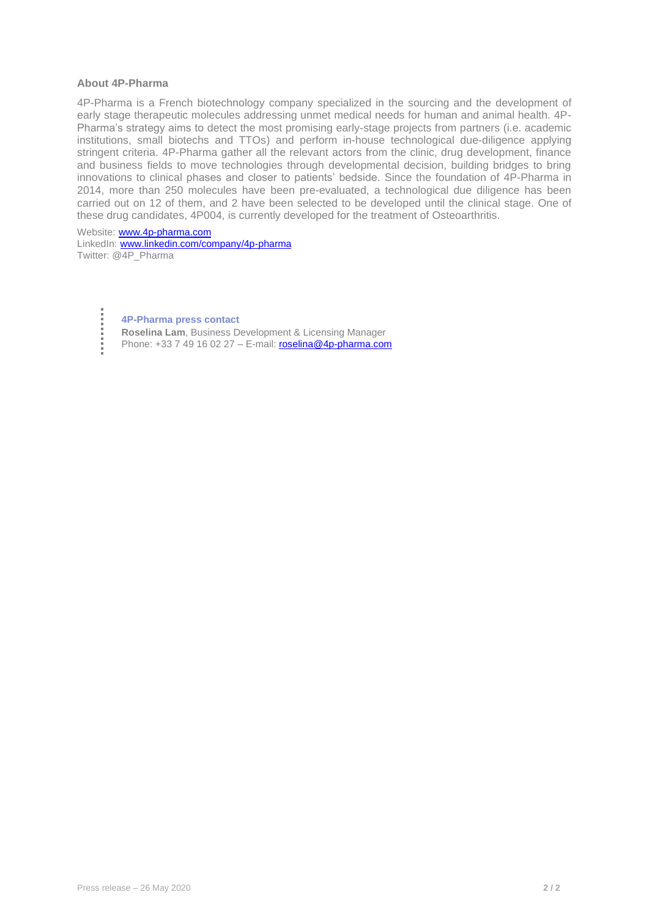### About 4P-Pharma

4P-Pharma is a French biotechnology company specialized in the sourcing and the development of early stage therapeutic molecules addressing unmet medical needs for human and animal health. 4P-Pharma's strategy aims to detect the most promising early-stage projects from partners (i.e. academic institutions, small biotechs and TTOs) and perform in-house technological due-diligence applying stringent criteria. 4P-Pharma gather all the relevant actors from the clinic, drug development, finance and business fields to move technologies through developmental decision, building bridges to bring innovations to clinical phases and closer to patients' bedside. Since the foundation of 4P-Pharma in 2014, more than 250 molecules have been pre-evaluated, a technological due diligence has been carried out on 12 of them, and 2 have been selected to be developed until the clinical stage. One of these drug candidates, 4P004, is currently developed for the treatment of Osteoarthritis.

Website: www.4p-pharma.com
LinkedIn: www.linkedin.com/company/4p-pharma
Twitter: @4P_Pharma

**4P-Pharma press contact**
**Roselina Lam**, Business Development & Licensing Manager
Phone: +33 7 49 16 02 27 – E-mail: roselina@4p-pharma.com